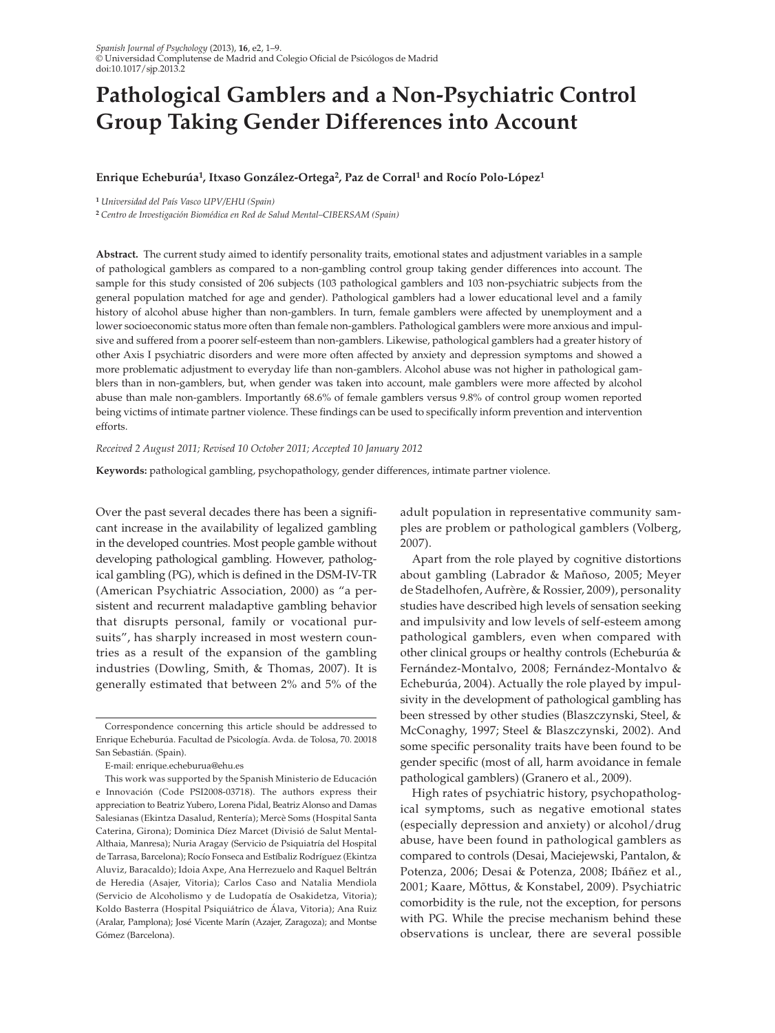# Pathological Gamblers and a Non-Psychiatric Control Group Taking Gender Differences into Account

**Enrique Echeburúa[1], Itxaso González-Ortega[2], Paz de Corral[1] and Rocío Polo-López[1]**

[1] *Universidad del País Vasco UPV/EHU (Spain)*

[2] *Centro de Investigación Biomédica en Red de Salud Mental–CIBERSAM (Spain)*

**Abstract.** The current study aimed to identify personality traits, emotional states and adjustment variables in a sample of pathological gamblers as compared to a non-gambling control group taking gender differences into account. The sample for this study consisted of 206 subjects (103 pathological gamblers and 103 non-psychiatric subjects from the general population matched for age and gender). Pathological gamblers had a lower educational level and a family history of alcohol abuse higher than non-gamblers. In turn, female gamblers were affected by unemployment and a lower socioeconomic status more often than female non-gamblers. Pathological gamblers were more anxious and impulsive and suffered from a poorer self-esteem than non-gamblers. Likewise, pathological gamblers had a greater history of other Axis I psychiatric disorders and were more often affected by anxiety and depression symptoms and showed a more problematic adjustment to everyday life than non-gamblers. Alcohol abuse was not higher in pathological gamblers than in non-gamblers, but, when gender was taken into account, male gamblers were more affected by alcohol abuse than male non-gamblers. Importantly 68.6% of female gamblers versus 9.8% of control group women reported being victims of intimate partner violence. These findings can be used to specifically inform prevention and intervention efforts.

*Received 2 August 2011; Revised 10 October 2011; Accepted 10 January 2012*

**Keywords:** pathological gambling, psychopathology, gender differences, intimate partner violence.

Over the past several decades there has been a significant increase in the availability of legalized gambling in the developed countries. Most people gamble without developing pathological gambling. However, pathological gambling (PG), which is defined in the DSM-IV-TR (American Psychiatric Association, 2000) as "a persistent and recurrent maladaptive gambling behavior that disrupts personal, family or vocational pursuits", has sharply increased in most western countries as a result of the expansion of the gambling industries (Dowling, Smith, & Thomas, 2007). It is generally estimated that between 2% and 5% of the adult population in representative community samples are problem or pathological gamblers (Volberg, 2007).

Apart from the role played by cognitive distortions about gambling (Labrador & Mañoso, 2005; Meyer de Stadelhofen, Aufrère, & Rossier, 2009), personality studies have described high levels of sensation seeking and impulsivity and low levels of self-esteem among pathological gamblers, even when compared with other clinical groups or healthy controls (Echeburúa & Fernández-Montalvo, 2008; Fernández-Montalvo & Echeburúa, 2004). Actually the role played by impulsivity in the development of pathological gambling has been stressed by other studies (Blaszczynski, Steel, & McConaghy, 1997; Steel & Blaszczynski, 2002). And some specific personality traits have been found to be gender specific (most of all, harm avoidance in female pathological gamblers) (Granero et al., 2009).

High rates of psychiatric history, psychopathological symptoms, such as negative emotional states (especially depression and anxiety) or alcohol/drug abuse, have been found in pathological gamblers as compared to controls (Desai, Maciejewski, Pantalon, & Potenza, 2006; Desai & Potenza, 2008; Ibáñez et al., 2001; Kaare, Mõttus, & Konstabel, 2009). Psychiatric comorbidity is the rule, not the exception, for persons with PG. While the precise mechanism behind these observations is unclear, there are several possible

---

Correspondence concerning this article should be addressed to Enrique Echeburúa. Facultad de Psicología. Avda. de Tolosa, 70. 20018 San Sebastián. (Spain).

E-mail: enrique.echeburua@ehu.es

This work was supported by the Spanish Ministerio de Educación e Innovación (Code PSI2008-03718). The authors express their appreciation to Beatriz Yubero, Lorena Pidal, Beatriz Alonso and Damas Salesianas (Ekintza Dasalud, Rentería); Mercè Soms (Hospital Santa Caterina, Girona); Dominica Díez Marcet (Divisió de Salut Mental-Althaia, Manresa); Nuria Aragay (Servicio de Psiquiatría del Hospital de Tarrasa, Barcelona); Rocío Fonseca and Estíbaliz Rodríguez (Ekintza Aluviz, Baracaldo); Idoia Axpe, Ana Herrezuelo and Raquel Beltrán de Heredia (Asajer, Vitoria); Carlos Caso and Natalia Mendiola (Servicio de Alcoholismo y de Ludopatía de Osakidetza, Vitoria); Koldo Basterra (Hospital Psiquiátrico de Álava, Vitoria); Ana Ruiz (Aralar, Pamplona); José Vicente Marín (Azajer, Zaragoza); and Montse Gómez (Barcelona).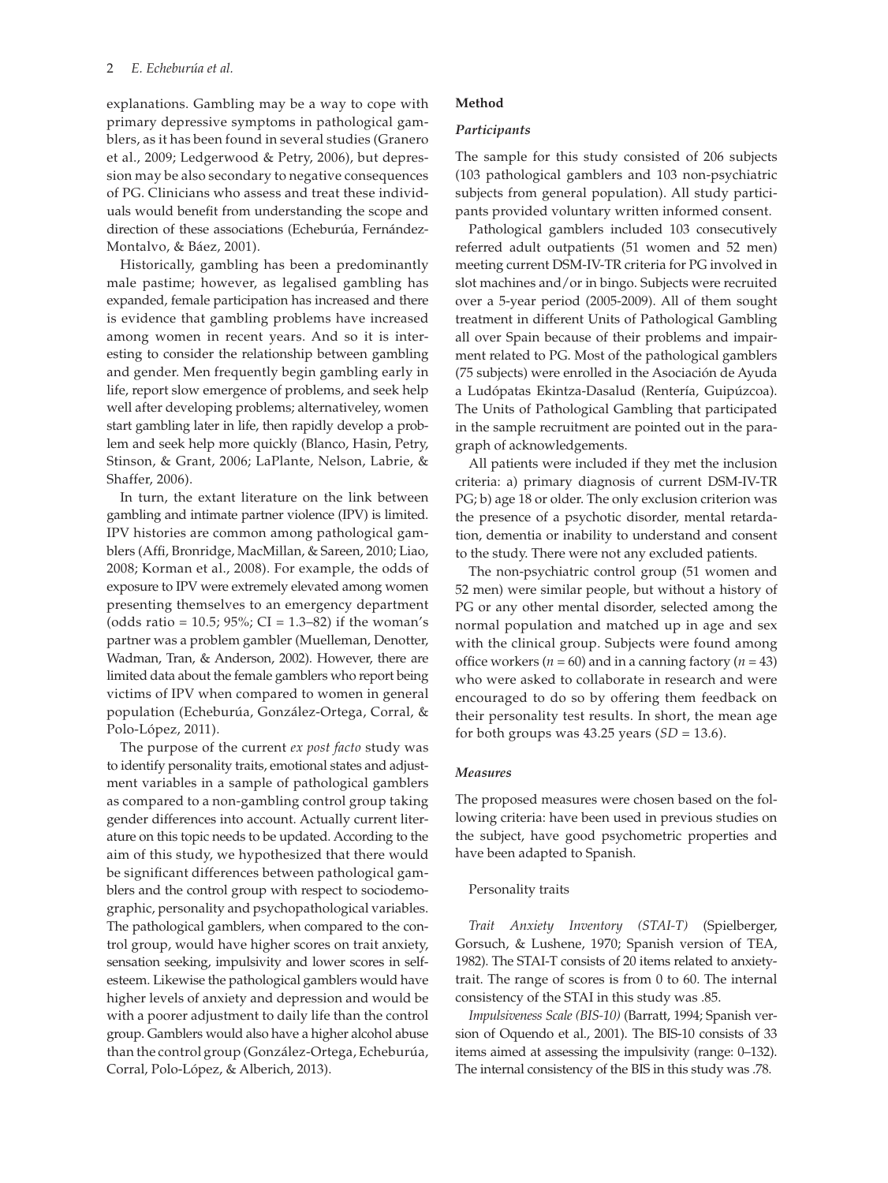explanations. Gambling may be a way to cope with primary depressive symptoms in pathological gamblers, as it has been found in several studies (Granero et al., 2009; Ledgerwood & Petry, 2006), but depression may be also secondary to negative consequences of PG. Clinicians who assess and treat these individuals would benefit from understanding the scope and direction of these associations (Echeburúa, Fernández-Montalvo, & Báez, 2001).

Historically, gambling has been a predominantly male pastime; however, as legalised gambling has expanded, female participation has increased and there is evidence that gambling problems have increased among women in recent years. And so it is interesting to consider the relationship between gambling and gender. Men frequently begin gambling early in life, report slow emergence of problems, and seek help well after developing problems; alternativeley, women start gambling later in life, then rapidly develop a problem and seek help more quickly (Blanco, Hasin, Petry, Stinson, & Grant, 2006; LaPlante, Nelson, Labrie, & Shaffer, 2006).

In turn, the extant literature on the link between gambling and intimate partner violence (IPV) is limited. IPV histories are common among pathological gamblers (Affi, Bronridge, MacMillan, & Sareen, 2010; Liao, 2008; Korman et al., 2008). For example, the odds of exposure to IPV were extremely elevated among women presenting themselves to an emergency department (odds ratio = 10.5; 95%; CI = 1.3–82) if the woman's partner was a problem gambler (Muelleman, Denotter, Wadman, Tran, & Anderson, 2002). However, there are limited data about the female gamblers who report being victims of IPV when compared to women in general population (Echeburúa, González-Ortega, Corral, & Polo-López, 2011).

The purpose of the current *ex post facto* study was to identify personality traits, emotional states and adjustment variables in a sample of pathological gamblers as compared to a non-gambling control group taking gender differences into account. Actually current literature on this topic needs to be updated. According to the aim of this study, we hypothesized that there would be significant differences between pathological gamblers and the control group with respect to sociodemographic, personality and psychopathological variables. The pathological gamblers, when compared to the control group, would have higher scores on trait anxiety, sensation seeking, impulsivity and lower scores in self-esteem. Likewise the pathological gamblers would have higher levels of anxiety and depression and would be with a poorer adjustment to daily life than the control group. Gamblers would also have a higher alcohol abuse than the control group (González-Ortega, Echeburúa, Corral, Polo-López, & Alberich, 2013).

## Method

### *Participants*

The sample for this study consisted of 206 subjects (103 pathological gamblers and 103 non-psychiatric subjects from general population). All study participants provided voluntary written informed consent.

Pathological gamblers included 103 consecutively referred adult outpatients (51 women and 52 men) meeting current DSM-IV-TR criteria for PG involved in slot machines and/or in bingo. Subjects were recruited over a 5-year period (2005-2009). All of them sought treatment in different Units of Pathological Gambling all over Spain because of their problems and impairment related to PG. Most of the pathological gamblers (75 subjects) were enrolled in the Asociación de Ayuda a Ludópatas Ekintza-Dasalud (Rentería, Guipúzcoa). The Units of Pathological Gambling that participated in the sample recruitment are pointed out in the paragraph of acknowledgements.

All patients were included if they met the inclusion criteria: a) primary diagnosis of current DSM-IV-TR PG; b) age 18 or older. The only exclusion criterion was the presence of a psychotic disorder, mental retardation, dementia or inability to understand and consent to the study. There were not any excluded patients.

The non-psychiatric control group (51 women and 52 men) were similar people, but without a history of PG or any other mental disorder, selected among the normal population and matched up in age and sex with the clinical group. Subjects were found among office workers ($n$ = 60) and in a canning factory ($n$ = 43) who were asked to collaborate in research and were encouraged to do so by offering them feedback on their personality test results. In short, the mean age for both groups was 43.25 years ($SD$ = 13.6).

### *Measures*

The proposed measures were chosen based on the following criteria: have been used in previous studies on the subject, have good psychometric properties and have been adapted to Spanish.

Personality traits

*Trait Anxiety Inventory (STAI-T)* (Spielberger, Gorsuch, & Lushene, 1970; Spanish version of TEA, 1982). The STAI-T consists of 20 items related to anxiety-trait. The range of scores is from 0 to 60. The internal consistency of the STAI in this study was .85.

*Impulsiveness Scale (BIS-10)* (Barratt, 1994; Spanish version of Oquendo et al., 2001). The BIS-10 consists of 33 items aimed at assessing the impulsivity (range: 0–132). The internal consistency of the BIS in this study was .78.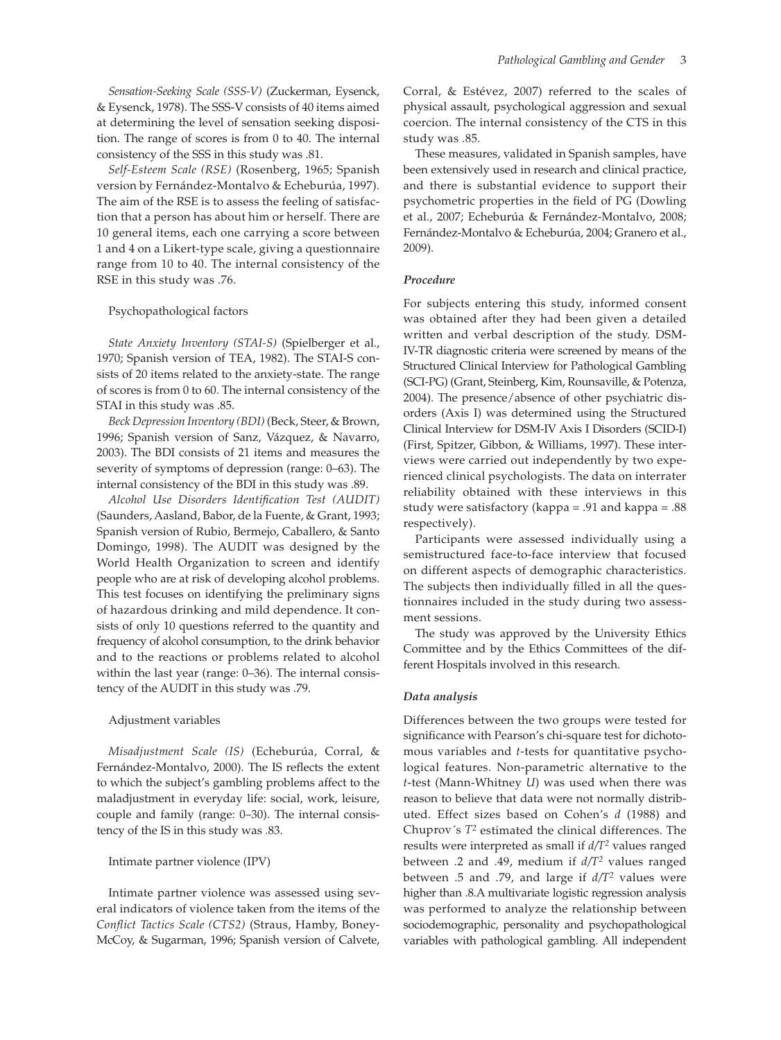*Sensation-Seeking Scale (SSS-V)* (Zuckerman, Eysenck, & Eysenck, 1978). The SSS-V consists of 40 items aimed at determining the level of sensation seeking disposition. The range of scores is from 0 to 40. The internal consistency of the SSS in this study was .81.

*Self-Esteem Scale (RSE)* (Rosenberg, 1965; Spanish version by Fernández-Montalvo & Echeburúa, 1997). The aim of the RSE is to assess the feeling of satisfaction that a person has about him or herself. There are 10 general items, each one carrying a score between 1 and 4 on a Likert-type scale, giving a questionnaire range from 10 to 40. The internal consistency of the RSE in this study was .76.

Psychopathological factors

*State Anxiety Inventory (STAI-S)* (Spielberger et al., 1970; Spanish version of TEA, 1982). The STAI-S consists of 20 items related to the anxiety-state. The range of scores is from 0 to 60. The internal consistency of the STAI in this study was .85.

*Beck Depression Inventory (BDI)* (Beck, Steer, & Brown, 1996; Spanish version of Sanz, Vázquez, & Navarro, 2003). The BDI consists of 21 items and measures the severity of symptoms of depression (range: 0–63). The internal consistency of the BDI in this study was .89.

*Alcohol Use Disorders Identification Test (AUDIT)* (Saunders, Aasland, Babor, de la Fuente, & Grant, 1993; Spanish version of Rubio, Bermejo, Caballero, & Santo Domingo, 1998). The AUDIT was designed by the World Health Organization to screen and identify people who are at risk of developing alcohol problems. This test focuses on identifying the preliminary signs of hazardous drinking and mild dependence. It consists of only 10 questions referred to the quantity and frequency of alcohol consumption, to the drink behavior and to the reactions or problems related to alcohol within the last year (range: 0–36). The internal consistency of the AUDIT in this study was .79.

Adjustment variables

*Misadjustment Scale (IS)* (Echeburúa, Corral, & Fernández-Montalvo, 2000). The IS reflects the extent to which the subject's gambling problems affect to the maladjustment in everyday life: social, work, leisure, couple and family (range: 0–30). The internal consistency of the IS in this study was .83.

Intimate partner violence (IPV)

Intimate partner violence was assessed using several indicators of violence taken from the items of the *Conflict Tactics Scale (CTS2)* (Straus, Hamby, Boney-McCoy, & Sugarman, 1996; Spanish version of Calvete, Corral, & Estévez, 2007) referred to the scales of physical assault, psychological aggression and sexual coercion. The internal consistency of the CTS in this study was .85.

These measures, validated in Spanish samples, have been extensively used in research and clinical practice, and there is substantial evidence to support their psychometric properties in the field of PG (Dowling et al., 2007; Echeburúa & Fernández-Montalvo, 2008; Fernández-Montalvo & Echeburúa, 2004; Granero et al., 2009).

### *Procedure*

For subjects entering this study, informed consent was obtained after they had been given a detailed written and verbal description of the study. DSM-IV-TR diagnostic criteria were screened by means of the Structured Clinical Interview for Pathological Gambling (SCI-PG) (Grant, Steinberg, Kim, Rounsaville, & Potenza, 2004). The presence/absence of other psychiatric disorders (Axis I) was determined using the Structured Clinical Interview for DSM-IV Axis I Disorders (SCID-I) (First, Spitzer, Gibbon, & Williams, 1997). These interviews were carried out independently by two experienced clinical psychologists. The data on interrater reliability obtained with these interviews in this study were satisfactory (kappa = .91 and kappa = .88 respectively).

Participants were assessed individually using a semistructured face-to-face interview that focused on different aspects of demographic characteristics. The subjects then individually filled in all the questionnaires included in the study during two assessment sessions.

The study was approved by the University Ethics Committee and by the Ethics Committees of the different Hospitals involved in this research.

### *Data analysis*

Differences between the two groups were tested for significance with Pearson's chi-square test for dichotomous variables and *t*-tests for quantitative psychological features. Non-parametric alternative to the *t*-test (Mann-Whitney *U*) was used when there was reason to believe that data were not normally distributed. Effect sizes based on Cohen's $d$ (1988) and Chuprov´s $T^2$ estimated the clinical differences. The results were interpreted as small if $d/T^2$ values ranged between .2 and .49, medium if $d/T^2$ values ranged between .5 and .79, and large if $d/T^2$ values were higher than .8.A multivariate logistic regression analysis was performed to analyze the relationship between sociodemographic, personality and psychopathological variables with pathological gambling. All independent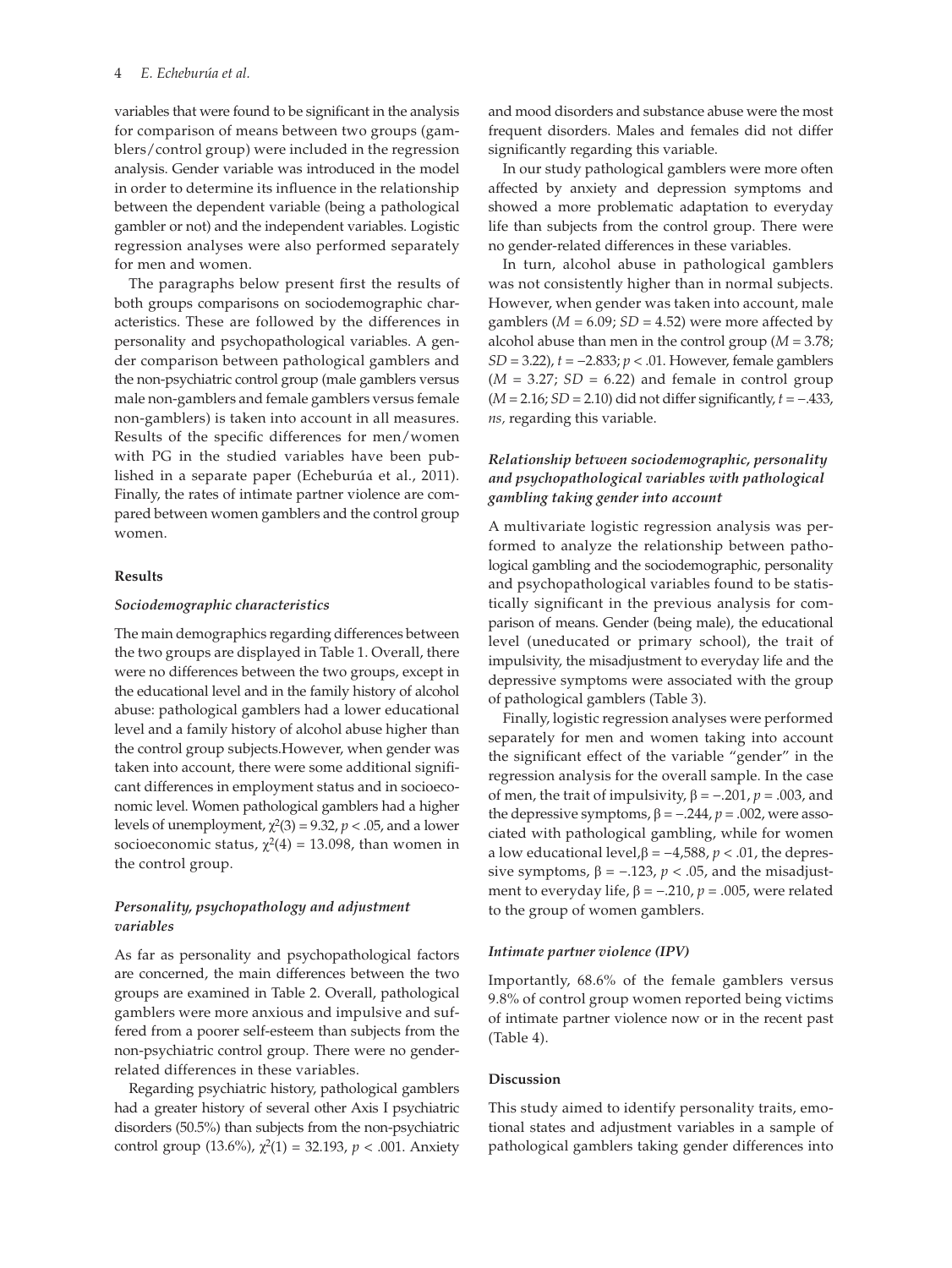variables that were found to be significant in the analysis for comparison of means between two groups (gamblers/control group) were included in the regression analysis. Gender variable was introduced in the model in order to determine its influence in the relationship between the dependent variable (being a pathological gambler or not) and the independent variables. Logistic regression analyses were also performed separately for men and women.

The paragraphs below present first the results of both groups comparisons on sociodemographic characteristics. These are followed by the differences in personality and psychopathological variables. A gender comparison between pathological gamblers and the non-psychiatric control group (male gamblers versus male non-gamblers and female gamblers versus female non-gamblers) is taken into account in all measures. Results of the specific differences for men/women with PG in the studied variables have been published in a separate paper (Echeburúa et al., 2011). Finally, the rates of intimate partner violence are compared between women gamblers and the control group women.

## Results

### Sociodemographic characteristics

The main demographics regarding differences between the two groups are displayed in Table 1. Overall, there were no differences between the two groups, except in the educational level and in the family history of alcohol abuse: pathological gamblers had a lower educational level and a family history of alcohol abuse higher than the control group subjects.However, when gender was taken into account, there were some additional significant differences in employment status and in socioeconomic level. Women pathological gamblers had a higher levels of unemployment, $\chi^2(3) = 9.32$, $p < .05$, and a lower socioeconomic status, $\chi^2(4) = 13.098$, than women in the control group.

### Personality, psychopathology and adjustment variables

As far as personality and psychopathological factors are concerned, the main differences between the two groups are examined in Table 2. Overall, pathological gamblers were more anxious and impulsive and suffered from a poorer self-esteem than subjects from the non-psychiatric control group. There were no gender-related differences in these variables.

Regarding psychiatric history, pathological gamblers had a greater history of several other Axis I psychiatric disorders (50.5%) than subjects from the non-psychiatric control group (13.6%), $\chi^2(1) = 32.193$, $p < .001$. Anxiety and mood disorders and substance abuse were the most frequent disorders. Males and females did not differ significantly regarding this variable.

In our study pathological gamblers were more often affected by anxiety and depression symptoms and showed a more problematic adaptation to everyday life than subjects from the control group. There were no gender-related differences in these variables.

In turn, alcohol abuse in pathological gamblers was not consistently higher than in normal subjects. However, when gender was taken into account, male gamblers ($M = 6.09$; $SD = 4.52$) were more affected by alcohol abuse than men in the control group ($M = 3.78$; $SD = 3.22$), $t = -2.833$; $p < .01$. However, female gamblers ($M = 3.27$; $SD = 6.22$) and female in control group ($M = 2.16$; $SD = 2.10$) did not differ significantly, $t = -.433$, *ns,* regarding this variable.

### Relationship between sociodemographic, personality and psychopathological variables with pathological gambling taking gender into account

A multivariate logistic regression analysis was performed to analyze the relationship between pathological gambling and the sociodemographic, personality and psychopathological variables found to be statistically significant in the previous analysis for comparison of means. Gender (being male), the educational level (uneducated or primary school), the trait of impulsivity, the misadjustment to everyday life and the depressive symptoms were associated with the group of pathological gamblers (Table 3).

Finally, logistic regression analyses were performed separately for men and women taking into account the significant effect of the variable "gender" in the regression analysis for the overall sample. In the case of men, the trait of impulsivity, $\beta = -.201$, $p = .003$, and the depressive symptoms, $\beta = -.244$, $p = .002$, were associated with pathological gambling, while for women a low educational level,$\beta = -4{,}588$, $p < .01$, the depressive symptoms, $\beta = -.123$, $p < .05$, and the misadjustment to everyday life, $\beta = -.210$, $p = .005$, were related to the group of women gamblers.

### Intimate partner violence (IPV)

Importantly, 68.6% of the female gamblers versus 9.8% of control group women reported being victims of intimate partner violence now or in the recent past (Table 4).

## Discussion

This study aimed to identify personality traits, emotional states and adjustment variables in a sample of pathological gamblers taking gender differences into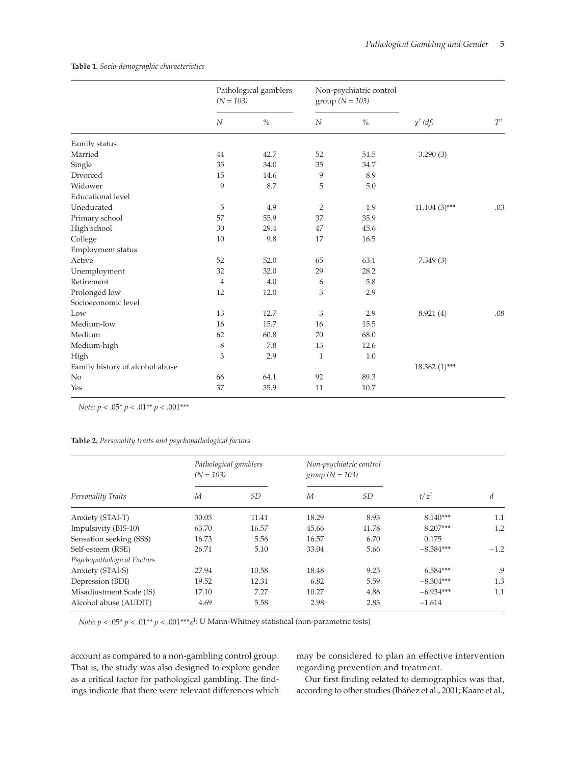**Table 1.** *Socio-demographic characteristics*

| | Pathological gamblers *(N = 103)* | | Non-psychiatric control group *(N = 103)* | | | |
|---|---|---|---|---|---|---|
| | *N* | % | *N* | % | $\chi^2$ *(df)* | $T^2$ |
| Family status | | | | | | |
| Married | 44 | 42.7 | 52 | 51.5 | 3.290 (3) | |
| Single | 35 | 34.0 | 35 | 34.7 | | |
| Divorced | 15 | 14.6 | 9 | 8.9 | | |
| Widower | 9 | 8.7 | 5 | 5.0 | | |
| Educational level | | | | | | |
| Uneducated | 5 | 4.9 | 2 | 1.9 | 11.104 (3)*** | .03 |
| Primary school | 57 | 55.9 | 37 | 35.9 | | |
| High school | 30 | 29.4 | 47 | 45.6 | | |
| College | 10 | 9.8 | 17 | 16.5 | | |
| Employment status | | | | | | |
| Active | 52 | 52.0 | 65 | 63.1 | 7.349 (3) | |
| Unemployment | 32 | 32.0 | 29 | 28.2 | | |
| Retirement | 4 | 4.0 | 6 | 5.8 | | |
| Prolonged low | 12 | 12.0 | 3 | 2.9 | | |
| Socioeconomic level | | | | | | |
| Low | 13 | 12.7 | 3 | 2.9 | 8.921 (4) | .08 |
| Medium-low | 16 | 15.7 | 16 | 15.5 | | |
| Medium | 62 | 60.8 | 70 | 68.0 | | |
| Medium-high | 8 | 7.8 | 13 | 12.6 | | |
| High | 3 | 2.9 | 1 | 1.0 | | |
| Family history of alcohol abuse | | | | | 18.362 (1)*** | |
| No | 66 | 64.1 | 92 | 89.3 | | |
| Yes | 37 | 35.9 | 11 | 10.7 | | |

*Note: p < .05* p < .01** p < .001****

**Table 2.** *Personality traits and psychopathological factors*

| | *Pathological gamblers (N = 103)* | | *Non-psychiatric control group (N = 103)* | | | |
|---|---|---|---|---|---|---|
| *Personality Traits* | *M* | *SD* | *M* | *SD* | $t/z^1$ | *d* |
| Anxiety (STAI-T) | 30.05 | 11.41 | 18.29 | 8.93 | 8.140*** | 1.1 |
| Impulsivity (BIS-10) | 63.70 | 16.57 | 45.66 | 11.78 | 8.207*** | 1.2 |
| Sensation seeking (SSS) | 16.73 | 5.56 | 16.57 | 6.70 | 0.175 | |
| Self-esteem (RSE) | 26.71 | 5.10 | 33.04 | 5.66 | −8.384*** | −1.2 |
| *Psychopathological Factors* | | | | | | |
| Anxiety (STAI-S) | 27.94 | 10.58 | 18.48 | 9.25 | 6.584*** | .9 |
| Depression (BDI) | 19.52 | 12.31 | 6.82 | 5.59 | −8.304*** | 1.3 |
| Misadjustment Scale (IS) | 17.10 | 7.27 | 10.27 | 4.86 | −6.934*** | 1.1 |
| Alcohol abuse (AUDIT) | 4.69 | 5.58 | 2.98 | 2.83 | −1.614 | |

*Note: p < .05* p < .01** p < .001****$z^1$: U Mann-Whitney statistical (non-parametric tests)

account as compared to a non-gambling control group. That is, the study was also designed to explore gender as a critical factor for pathological gambling. The findings indicate that there were relevant differences which may be considered to plan an effective intervention regarding prevention and treatment.

Our first finding related to demographics was that, according to other studies (Ibáñez et al., 2001; Kaare et al.,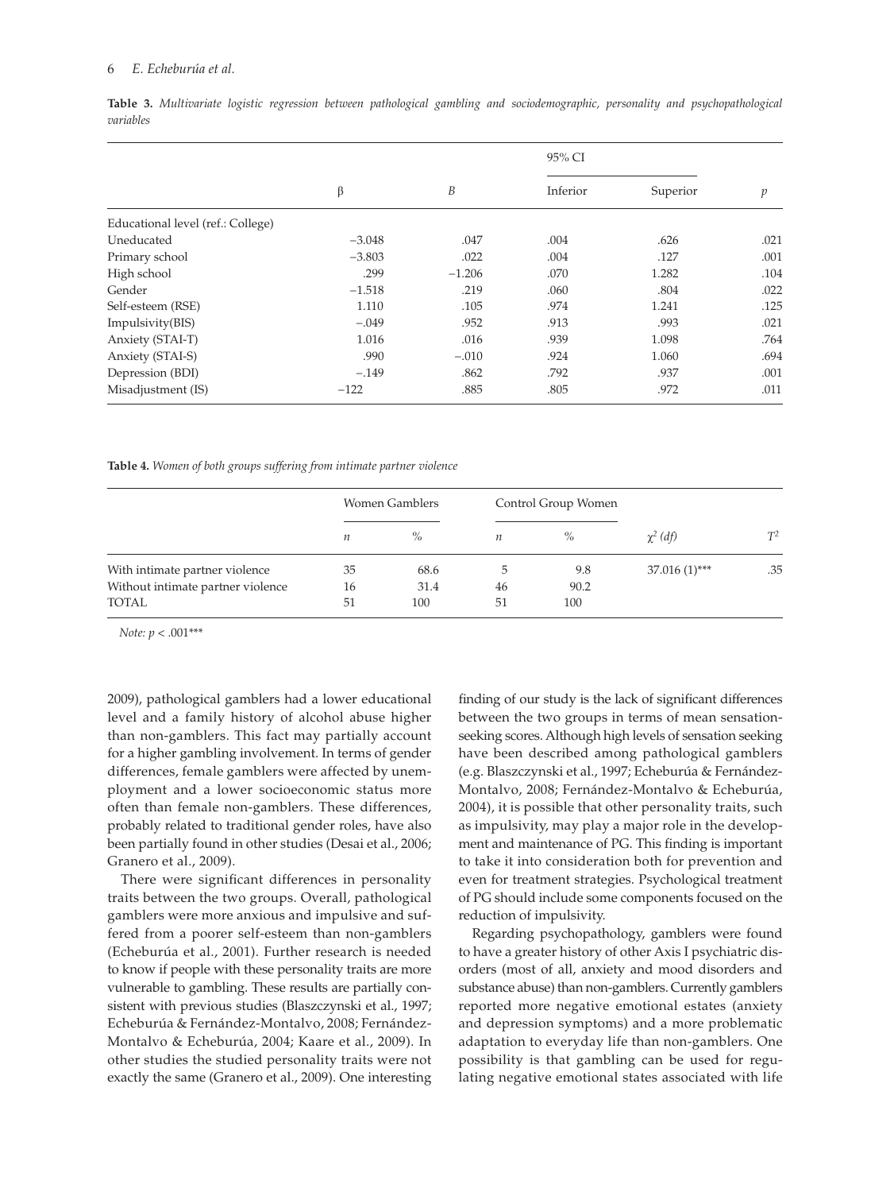**Table 3.** *Multivariate logistic regression between pathological gambling and sociodemographic, personality and psychopathological variables*

| | β | *B* | 95% CI | | *p* |
|---|---|---|---|---|---|
| | | | Inferior | Superior | |
| Educational level (ref.: College) | | | | | |
| Uneducated | −3.048 | .047 | .004 | .626 | .021 |
| Primary school | −3.803 | .022 | .004 | .127 | .001 |
| High school | .299 | −1.206 | .070 | 1.282 | .104 |
| Gender | −1.518 | .219 | .060 | .804 | .022 |
| Self-esteem (RSE) | 1.110 | .105 | .974 | 1.241 | .125 |
| Impulsivity(BIS) | −.049 | .952 | .913 | .993 | .021 |
| Anxiety (STAI-T) | 1.016 | .016 | .939 | 1.098 | .764 |
| Anxiety (STAI-S) | .990 | −.010 | .924 | 1.060 | .694 |
| Depression (BDI) | −.149 | .862 | .792 | .937 | .001 |
| Misadjustment (IS) | −122 | .885 | .805 | .972 | .011 |

**Table 4.** *Women of both groups suffering from intimate partner violence*

| | Women Gamblers | | Control Group Women | | | |
|---|---|---|---|---|---|---|
| | *n* | % | *n* | % | $\chi^2$ (*df*) | $T^2$ |
| With intimate partner violence | 35 | 68.6 | 5 | 9.8 | 37.016 (1)*** | .35 |
| Without intimate partner violence | 16 | 31.4 | 46 | 90.2 | | |
| TOTAL | 51 | 100 | 51 | 100 | | |

*Note:* $p < .001$***

2009), pathological gamblers had a lower educational level and a family history of alcohol abuse higher than non-gamblers. This fact may partially account for a higher gambling involvement. In terms of gender differences, female gamblers were affected by unemployment and a lower socioeconomic status more often than female non-gamblers. These differences, probably related to traditional gender roles, have also been partially found in other studies (Desai et al., 2006; Granero et al., 2009).

There were significant differences in personality traits between the two groups. Overall, pathological gamblers were more anxious and impulsive and suffered from a poorer self-esteem than non-gamblers (Echeburúa et al., 2001). Further research is needed to know if people with these personality traits are more vulnerable to gambling. These results are partially consistent with previous studies (Blaszczynski et al., 1997; Echeburúa & Fernández-Montalvo, 2008; Fernández-Montalvo & Echeburúa, 2004; Kaare et al., 2009). In other studies the studied personality traits were not exactly the same (Granero et al., 2009). One interesting finding of our study is the lack of significant differences between the two groups in terms of mean sensation-seeking scores. Although high levels of sensation seeking have been described among pathological gamblers (e.g. Blaszczynski et al., 1997; Echeburúa & Fernández-Montalvo, 2008; Fernández-Montalvo & Echeburúa, 2004), it is possible that other personality traits, such as impulsivity, may play a major role in the development and maintenance of PG. This finding is important to take it into consideration both for prevention and even for treatment strategies. Psychological treatment of PG should include some components focused on the reduction of impulsivity.

Regarding psychopathology, gamblers were found to have a greater history of other Axis I psychiatric disorders (most of all, anxiety and mood disorders and substance abuse) than non-gamblers. Currently gamblers reported more negative emotional estates (anxiety and depression symptoms) and a more problematic adaptation to everyday life than non-gamblers. One possibility is that gambling can be used for regulating negative emotional states associated with life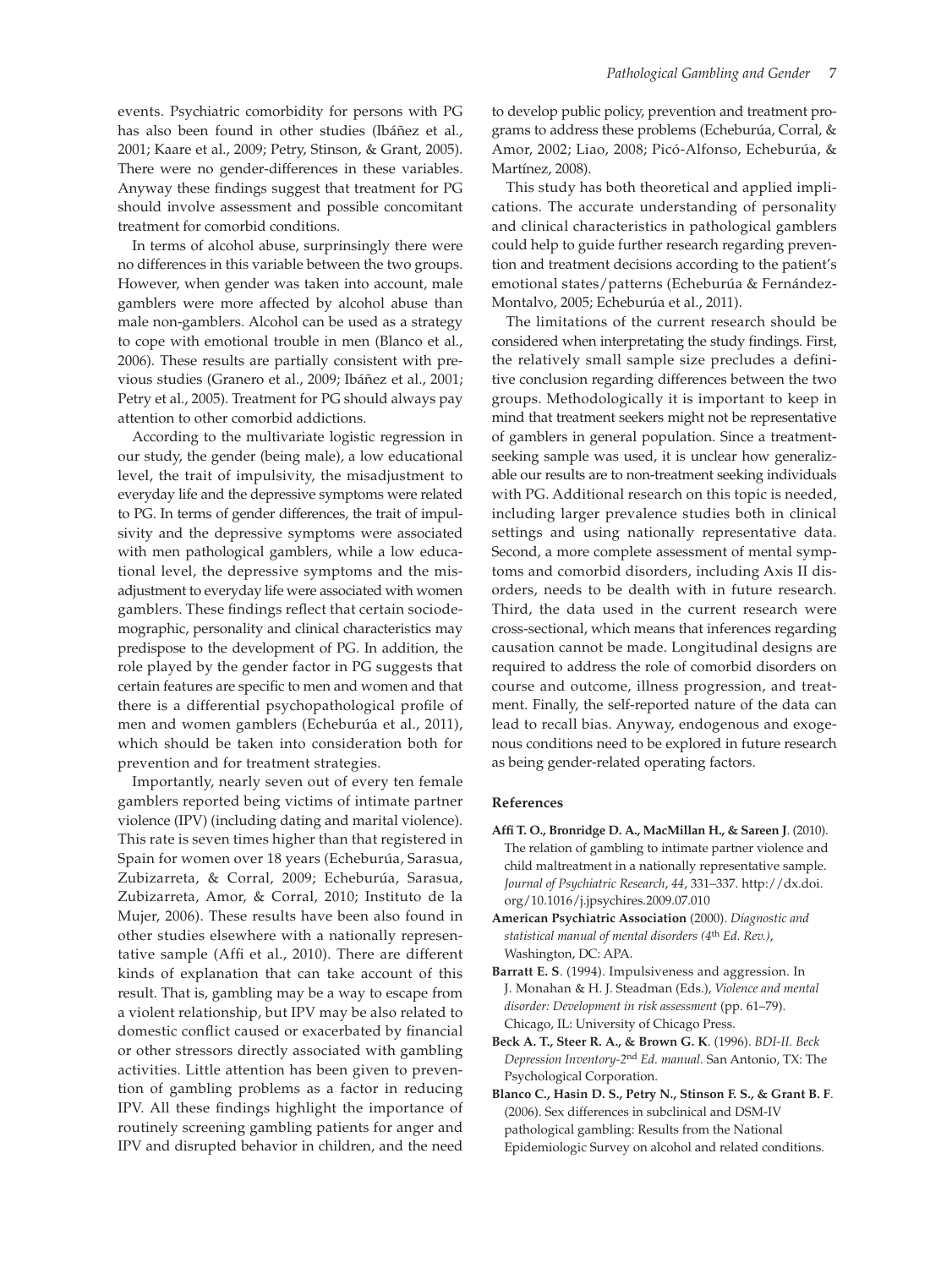events. Psychiatric comorbidity for persons with PG has also been found in other studies (Ibáñez et al., 2001; Kaare et al., 2009; Petry, Stinson, & Grant, 2005). There were no gender-differences in these variables. Anyway these findings suggest that treatment for PG should involve assessment and possible concomitant treatment for comorbid conditions.

In terms of alcohol abuse, surprinsingly there were no differences in this variable between the two groups. However, when gender was taken into account, male gamblers were more affected by alcohol abuse than male non-gamblers. Alcohol can be used as a strategy to cope with emotional trouble in men (Blanco et al., 2006). These results are partially consistent with previous studies (Granero et al., 2009; Ibáñez et al., 2001; Petry et al., 2005). Treatment for PG should always pay attention to other comorbid addictions.

According to the multivariate logistic regression in our study, the gender (being male), a low educational level, the trait of impulsivity, the misadjustment to everyday life and the depressive symptoms were related to PG. In terms of gender differences, the trait of impulsivity and the depressive symptoms were associated with men pathological gamblers, while a low educational level, the depressive symptoms and the misadjustment to everyday life were associated with women gamblers. These findings reflect that certain sociodemographic, personality and clinical characteristics may predispose to the development of PG. In addition, the role played by the gender factor in PG suggests that certain features are specific to men and women and that there is a differential psychopathological profile of men and women gamblers (Echeburúa et al., 2011), which should be taken into consideration both for prevention and for treatment strategies.

Importantly, nearly seven out of every ten female gamblers reported being victims of intimate partner violence (IPV) (including dating and marital violence). This rate is seven times higher than that registered in Spain for women over 18 years (Echeburúa, Sarasua, Zubizarreta, & Corral, 2009; Echeburúa, Sarasua, Zubizarreta, Amor, & Corral, 2010; Instituto de la Mujer, 2006). These results have been also found in other studies elsewhere with a nationally representative sample (Affi et al., 2010). There are different kinds of explanation that can take account of this result. That is, gambling may be a way to escape from a violent relationship, but IPV may be also related to domestic conflict caused or exacerbated by financial or other stressors directly associated with gambling activities. Little attention has been given to prevention of gambling problems as a factor in reducing IPV. All these findings highlight the importance of routinely screening gambling patients for anger and IPV and disrupted behavior in children, and the need to develop public policy, prevention and treatment programs to address these problems (Echeburúa, Corral, & Amor, 2002; Liao, 2008; Picó-Alfonso, Echeburúa, & Martínez, 2008).

This study has both theoretical and applied implications. The accurate understanding of personality and clinical characteristics in pathological gamblers could help to guide further research regarding prevention and treatment decisions according to the patient's emotional states/patterns (Echeburúa & Fernández-Montalvo, 2005; Echeburúa et al., 2011).

The limitations of the current research should be considered when interpretating the study findings. First, the relatively small sample size precludes a definitive conclusion regarding differences between the two groups. Methodologically it is important to keep in mind that treatment seekers might not be representative of gamblers in general population. Since a treatment-seeking sample was used, it is unclear how generalizable our results are to non-treatment seeking individuals with PG. Additional research on this topic is needed, including larger prevalence studies both in clinical settings and using nationally representative data. Second, a more complete assessment of mental symptoms and comorbid disorders, including Axis II disorders, needs to be dealth with in future research. Third, the data used in the current research were cross-sectional, which means that inferences regarding causation cannot be made. Longitudinal designs are required to address the role of comorbid disorders on course and outcome, illness progression, and treatment. Finally, the self-reported nature of the data can lead to recall bias. Anyway, endogenous and exogenous conditions need to be explored in future research as being gender-related operating factors.

### References

**Affi T. O., Bronridge D. A., MacMillan H., & Sareen J**. (2010). The relation of gambling to intimate partner violence and child maltreatment in a nationally representative sample. *Journal of Psychiatric Research*, *44*, 331–337. http://dx.doi.org/10.1016/j.jpsychires.2009.07.010

**American Psychiatric Association** (2000). *Diagnostic and statistical manual of mental disorders (4th Ed. Rev.)*, Washington, DC: APA.

**Barratt E. S**. (1994). Impulsiveness and aggression. In J. Monahan & H. J. Steadman (Eds.), *Violence and mental disorder: Development in risk assessment* (pp. 61–79). Chicago, IL: University of Chicago Press.

**Beck A. T., Steer R. A., & Brown G. K**. (1996). *BDI-II. Beck Depression Inventory-2nd Ed. manual*. San Antonio, TX: The Psychological Corporation.

**Blanco C., Hasin D. S., Petry N., Stinson F. S., & Grant B. F**. (2006). Sex differences in subclinical and DSM-IV pathological gambling: Results from the National Epidemiologic Survey on alcohol and related conditions.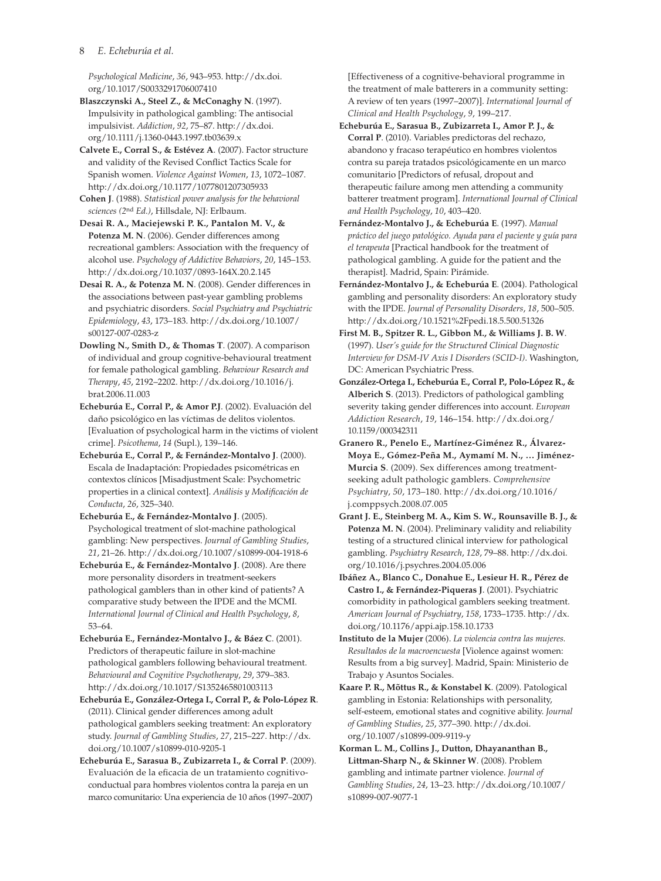*Psychological Medicine*, *36*, 943–953. http://dx.doi.org/10.1017/S0033291706007410

**Blaszczynski A., Steel Z., & McConaghy N**. (1997). Impulsivity in pathological gambling: The antisocial impulsivist. *Addiction*, *92*, 75–87. http://dx.doi.org/10.1111/j.1360-0443.1997.tb03639.x

**Calvete E., Corral S., & Estévez A**. (2007). Factor structure and validity of the Revised Conflict Tactics Scale for Spanish women. *Violence Against Women*, *13*, 1072–1087. http://dx.doi.org/10.1177/1077801207305933

**Cohen J**. (1988). *Statistical power analysis for the behavioral sciences (2nd Ed.)*, Hillsdale, NJ: Erlbaum.

**Desai R. A., Maciejewski P. K., Pantalon M. V., & Potenza M. N**. (2006). Gender differences among recreational gamblers: Association with the frequency of alcohol use. *Psychology of Addictive Behaviors*, *20*, 145–153. http://dx.doi.org/10.1037/0893-164X.20.2.145

**Desai R. A., & Potenza M. N**. (2008). Gender differences in the associations between past-year gambling problems and psychiatric disorders. *Social Psychiatry and Psychiatric Epidemiology*, *43*, 173–183. http://dx.doi.org/10.1007/s00127-007-0283-z

**Dowling N., Smith D., & Thomas T**. (2007). A comparison of individual and group cognitive-behavioural treatment for female pathological gambling. *Behaviour Research and Therapy*, *45*, 2192–2202. http://dx.doi.org/10.1016/j.brat.2006.11.003

**Echeburúa E., Corral P., & Amor P.J**. (2002). Evaluación del daño psicológico en las víctimas de delitos violentos. [Evaluation of psychological harm in the victims of violent crime]. *Psicothema*, *14* (Supl.), 139–146.

**Echeburúa E., Corral P., & Fernández-Montalvo J**. (2000). Escala de Inadaptación: Propiedades psicométricas en contextos clínicos [Misadjustment Scale: Psychometric properties in a clinical context]. *Análisis y Modificación de Conducta*, *26*, 325–340.

**Echeburúa E., & Fernández-Montalvo J**. (2005). Psychological treatment of slot-machine pathological gambling: New perspectives. *Journal of Gambling Studies*, *21*, 21–26. http://dx.doi.org/10.1007/s10899-004-1918-6

**Echeburúa E., & Fernández-Montalvo J**. (2008). Are there more personality disorders in treatment-seekers pathological gamblers than in other kind of patients? A comparative study between the IPDE and the MCMI. *International Journal of Clinical and Health Psychology*, *8*, 53–64.

**Echeburúa E., Fernández-Montalvo J., & Báez C**. (2001). Predictors of therapeutic failure in slot-machine pathological gamblers following behavioural treatment. *Behavioural and Cognitive Psychotherapy*, *29*, 379–383. http://dx.doi.org/10.1017/S1352465801003113

**Echeburúa E., González-Ortega I., Corral P., & Polo-López R**. (2011). Clinical gender differences among adult pathological gamblers seeking treatment: An exploratory study. *Journal of Gambling Studies*, *27*, 215–227. http://dx.doi.org/10.1007/s10899-010-9205-1

**Echeburúa E., Sarasua B., Zubizarreta I., & Corral P**. (2009). Evaluación de la eficacia de un tratamiento cognitivo-conductual para hombres violentos contra la pareja en un marco comunitario: Una experiencia de 10 años (1997–2007) [Effectiveness of a cognitive-behavioral programme in the treatment of male batterers in a community setting: A review of ten years (1997–2007)]. *International Journal of Clinical and Health Psychology*, *9*, 199–217.

**Echeburúa E., Sarasua B., Zubizarreta I., Amor P. J., & Corral P**. (2010). Variables predictoras del rechazo, abandono y fracaso terapéutico en hombres violentos contra su pareja tratados psicológicamente en un marco comunitario [Predictors of refusal, dropout and therapeutic failure among men attending a community batterer treatment program]. *International Journal of Clinical and Health Psychology*, *10*, 403–420.

**Fernández-Montalvo J., & Echeburúa E**. (1997). *Manual práctico del juego patológico. Ayuda para el paciente y guía para el terapeuta* [Practical handbook for the treatment of pathological gambling. A guide for the patient and the therapist]. Madrid, Spain: Pirámide.

**Fernández-Montalvo J., & Echeburúa E**. (2004). Pathological gambling and personality disorders: An exploratory study with the IPDE. *Journal of Personality Disorders*, *18*, 500–505. http://dx.doi.org/10.1521%2Fpedi.18.5.500.51326

**First M. B., Spitzer R. L., Gibbon M., & Williams J. B. W**. (1997). *User's guide for the Structured Clinical Diagnostic Interview for DSM-IV Axis I Disorders (SCID-I)*. Washington, DC: American Psychiatric Press.

**González-Ortega I., Echeburúa E., Corral P., Polo-López R., & Alberich S**. (2013). Predictors of pathological gambling severity taking gender differences into account. *European Addiction Research*, *19*, 146–154. http://dx.doi.org/10.1159/000342311

**Granero R., Penelo E., Martínez-Giménez R., Álvarez-Moya E., Gómez-Peña M., Aymamí M. N., … Jiménez-Murcia S**. (2009). Sex differences among treatment-seeking adult pathologic gamblers. *Comprehensive Psychiatry*, *50*, 173–180. http://dx.doi.org/10.1016/j.comppsych.2008.07.005

**Grant J. E., Steinberg M. A., Kim S. W., Rounsaville B. J., & Potenza M. N**. (2004). Preliminary validity and reliability testing of a structured clinical interview for pathological gambling. *Psychiatry Research*, *128*, 79–88. http://dx.doi.org/10.1016/j.psychres.2004.05.006

**Ibáñez A., Blanco C., Donahue E., Lesieur H. R., Pérez de Castro I., & Fernández-Piqueras J**. (2001). Psychiatric comorbidity in pathological gamblers seeking treatment. *American Journal of Psychiatry*, *158*, 1733–1735. http://dx.doi.org/10.1176/appi.ajp.158.10.1733

**Instituto de la Mujer** (2006). *La violencia contra las mujeres. Resultados de la macroencuesta* [Violence against women: Results from a big survey]. Madrid, Spain: Ministerio de Trabajo y Asuntos Sociales.

**Kaare P. R., Mõttus R., & Konstabel K**. (2009). Patological gambling in Estonia: Relationships with personality, self-esteem, emotional states and cognitive ability. *Journal of Gambling Studies*, *25*, 377–390. http://dx.doi.org/10.1007/s10899-009-9119-y

**Korman L. M., Collins J., Dutton, Dhayananthan B., Littman-Sharp N., & Skinner W**. (2008). Problem gambling and intimate partner violence. *Journal of Gambling Studies*, *24*, 13–23. http://dx.doi.org/10.1007/s10899-007-9077-1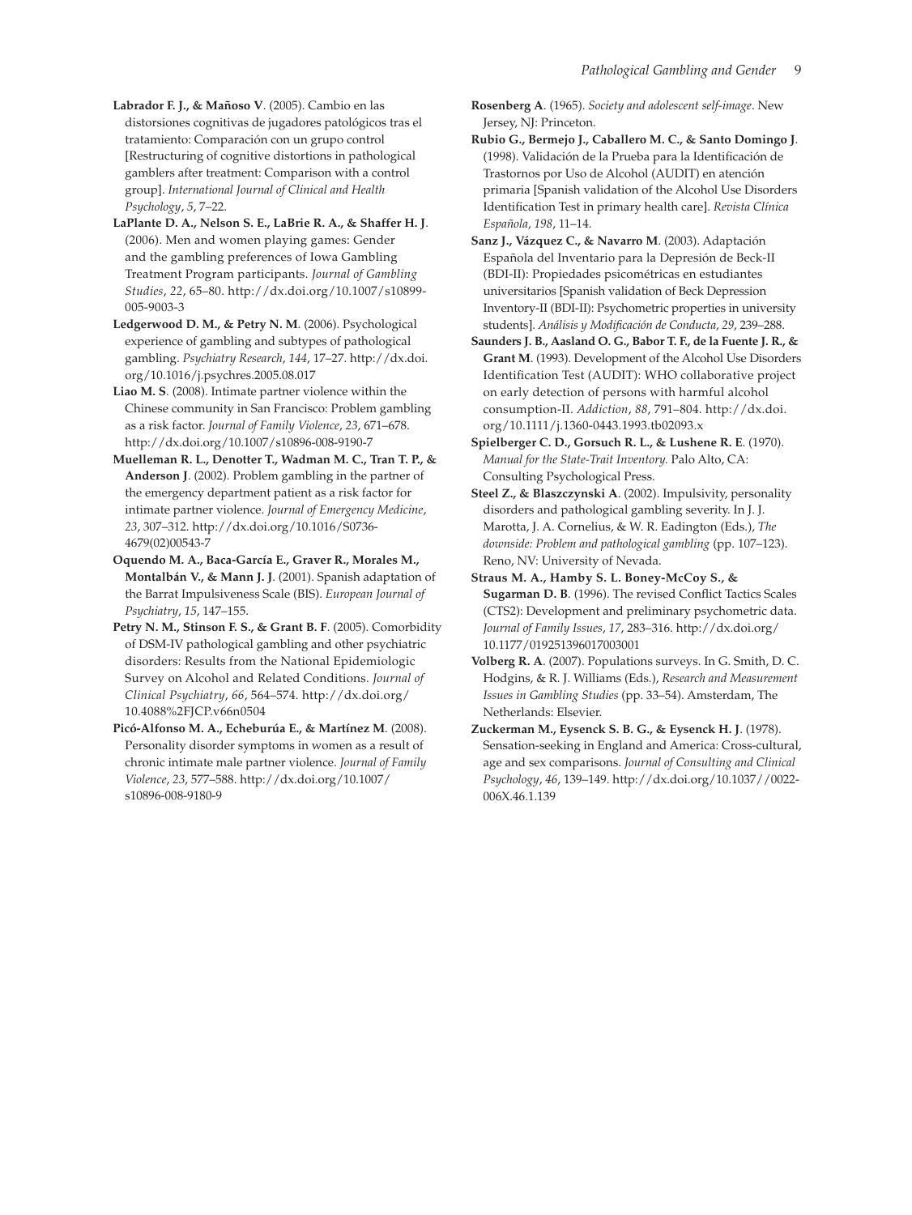**Labrador F. J., & Mañoso V**. (2005). Cambio en las distorsiones cognitivas de jugadores patológicos tras el tratamiento: Comparación con un grupo control [Restructuring of cognitive distortions in pathological gamblers after treatment: Comparison with a control group]. *International Journal of Clinical and Health Psychology*, *5*, 7–22.

**LaPlante D. A., Nelson S. E., LaBrie R. A., & Shaffer H. J**. (2006). Men and women playing games: Gender and the gambling preferences of Iowa Gambling Treatment Program participants. *Journal of Gambling Studies*, *22*, 65–80. http://dx.doi.org/10.1007/s10899-005-9003-3

**Ledgerwood D. M., & Petry N. M**. (2006). Psychological experience of gambling and subtypes of pathological gambling. *Psychiatry Research*, *144*, 17–27. http://dx.doi.org/10.1016/j.psychres.2005.08.017

**Liao M. S**. (2008). Intimate partner violence within the Chinese community in San Francisco: Problem gambling as a risk factor. *Journal of Family Violence*, *23*, 671–678. http://dx.doi.org/10.1007/s10896-008-9190-7

**Muelleman R. L., Denotter T., Wadman M. C., Tran T. P., & Anderson J**. (2002). Problem gambling in the partner of the emergency department patient as a risk factor for intimate partner violence. *Journal of Emergency Medicine*, *23*, 307–312. http://dx.doi.org/10.1016/S0736-4679(02)00543-7

**Oquendo M. A., Baca-García E., Graver R., Morales M., Montalbán V., & Mann J. J**. (2001). Spanish adaptation of the Barrat Impulsiveness Scale (BIS). *European Journal of Psychiatry*, *15*, 147–155.

**Petry N. M., Stinson F. S., & Grant B. F**. (2005). Comorbidity of DSM-IV pathological gambling and other psychiatric disorders: Results from the National Epidemiologic Survey on Alcohol and Related Conditions. *Journal of Clinical Psychiatry*, *66*, 564–574. http://dx.doi.org/10.4088%2FJCP.v66n0504

**Picó-Alfonso M. A., Echeburúa E., & Martínez M**. (2008). Personality disorder symptoms in women as a result of chronic intimate male partner violence. *Journal of Family Violence*, *23*, 577–588. http://dx.doi.org/10.1007/s10896-008-9180-9

**Rosenberg A**. (1965). *Society and adolescent self-image*. New Jersey, NJ: Princeton.

**Rubio G., Bermejo J., Caballero M. C., & Santo Domingo J**. (1998). Validación de la Prueba para la Identificación de Trastornos por Uso de Alcohol (AUDIT) en atención primaria [Spanish validation of the Alcohol Use Disorders Identification Test in primary health care]. *Revista Clínica Española*, *198*, 11–14.

**Sanz J., Vázquez C., & Navarro M**. (2003). Adaptación Española del Inventario para la Depresión de Beck-II (BDI-II): Propiedades psicométricas en estudiantes universitarios [Spanish validation of Beck Depression Inventory-II (BDI-II): Psychometric properties in university students]. *Análisis y Modificación de Conducta*, *29*, 239–288.

**Saunders J. B., Aasland O. G., Babor T. F., de la Fuente J. R., & Grant M**. (1993). Development of the Alcohol Use Disorders Identification Test (AUDIT): WHO collaborative project on early detection of persons with harmful alcohol consumption-II. *Addiction*, *88*, 791–804. http://dx.doi.org/10.1111/j.1360-0443.1993.tb02093.x

**Spielberger C. D., Gorsuch R. L., & Lushene R. E**. (1970). *Manual for the State-Trait Inventory.* Palo Alto, CA: Consulting Psychological Press.

**Steel Z., & Blaszczynski A**. (2002). Impulsivity, personality disorders and pathological gambling severity. In J. J. Marotta, J. A. Cornelius, & W. R. Eadington (Eds.), *The downside: Problem and pathological gambling* (pp. 107–123). Reno, NV: University of Nevada.

**Straus M. A., Hamby S. L. Boney-McCoy S., & Sugarman D. B**. (1996). The revised Conflict Tactics Scales (CTS2): Development and preliminary psychometric data. *Journal of Family Issues*, *17*, 283–316. http://dx.doi.org/10.1177/019251396017003001

**Volberg R. A**. (2007). Populations surveys. In G. Smith, D. C. Hodgins, & R. J. Williams (Eds.), *Research and Measurement Issues in Gambling Studies* (pp. 33–54). Amsterdam, The Netherlands: Elsevier.

**Zuckerman M., Eysenck S. B. G., & Eysenck H. J**. (1978). Sensation-seeking in England and America: Cross-cultural, age and sex comparisons. *Journal of Consulting and Clinical Psychology*, *46*, 139–149. http://dx.doi.org/10.1037//0022-006X.46.1.139